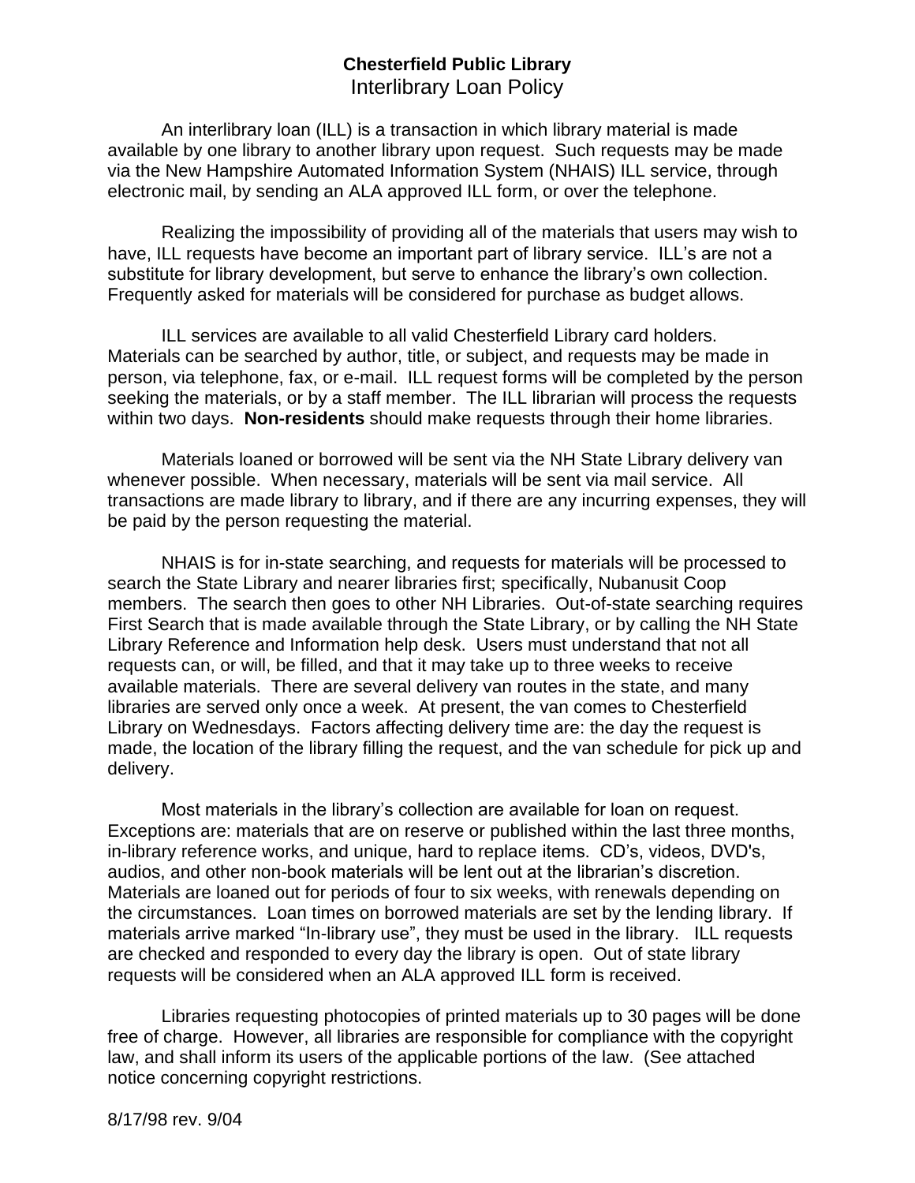# Chesterfield Public Library

## Interlibrary Loan Policy

An interlibrary loan (ILL) is a transaction in which library material is made available by one library to another library upon request. Such requests may be made via the New Hampshire Automated Information System (NHAIS) ILL service, through electronic mail, by sending an ALA approved ILL form, or over the telephone.

Realizing the impossibility of providing all of the materials that users may wish to have, ILL requests have become an important part of library service. ILL's are not a substitute for library development, but serve to enhance the library's own collection. Frequently asked for materials will be considered for purchase as budget allows.

ILL services are available to all valid Chesterfield Library card holders. Materials can be searched by author, title, or subject, and requests may be made in person, via telephone, fax, or e-mail. ILL request forms will be completed by the person seeking the materials, or by a staff member. The ILL librarian will process the requests within two days. **Non-residents** should make requests through their home libraries.

Materials loaned or borrowed will be sent via the NH State Library delivery van whenever possible. When necessary, materials will be sent via mail service. All transactions are made library to library, and if there are any incurring expenses, they will be paid by the person requesting the material.

NHAIS is for in-state searching, and requests for materials will be processed to search the State Library and nearer libraries first; specifically, Nubanusit Coop members. The search then goes to other NH Libraries. Out-of-state searching requires First Search that is made available through the State Library, or by calling the NH State Library Reference and Information help desk. Users must understand that not all requests can, or will, be filled, and that it may take up to three weeks to receive available materials. There are several delivery van routes in the state, and many libraries are served only once a week. At present, the van comes to Chesterfield Library on Wednesdays. Factors affecting delivery time are: the day the request is made, the location of the library filling the request, and the van schedule for pick up and delivery.

Most materials in the library's collection are available for loan on request. Exceptions are: materials that are on reserve or published within the last three months, in-library reference works, and unique, hard to replace items. CD's, videos, DVD's, audios, and other non-book materials will be lent out at the librarian's discretion. Materials are loaned out for periods of four to six weeks, with renewals depending on the circumstances. Loan times on borrowed materials are set by the lending library. If materials arrive marked "In-library use", they must be used in the library. ILL requests are checked and responded to every day the library is open. Out of state library requests will be considered when an ALA approved ILL form is received.

Libraries requesting photocopies of printed materials up to 30 pages will be done free of charge. However, all libraries are responsible for compliance with the copyright law, and shall inform its users of the applicable portions of the law. (See attached notice concerning copyright restrictions.

8/17/98 rev. 9/04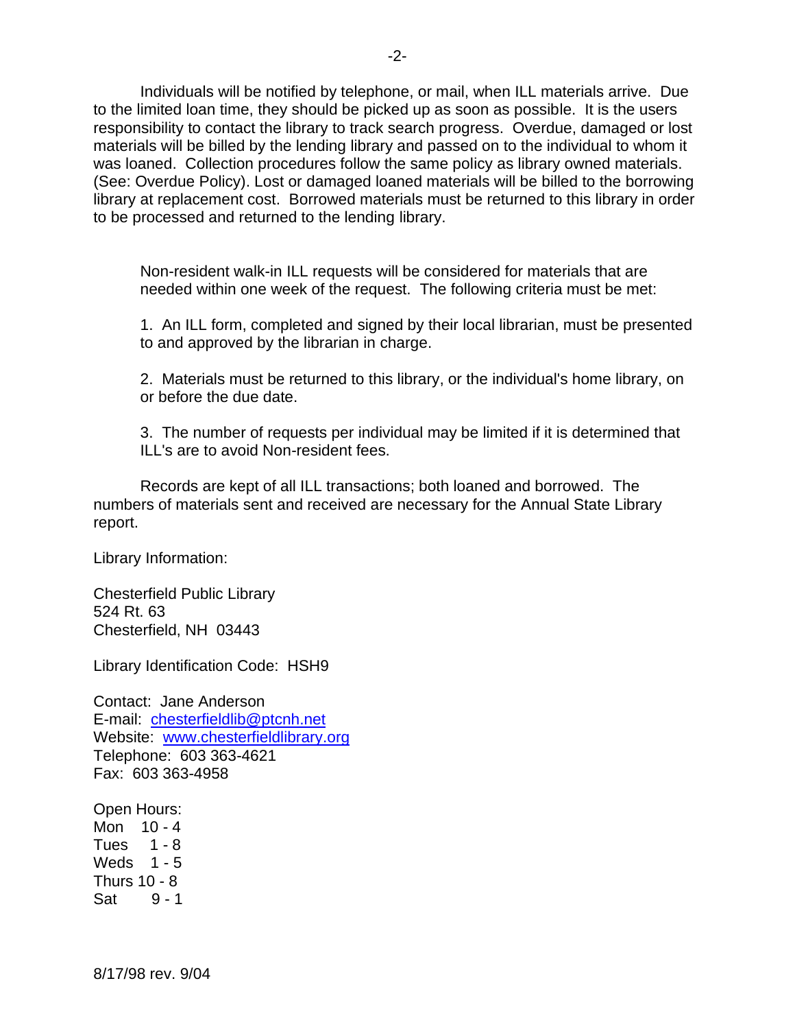Individuals will be notified by telephone, or mail, when ILL materials arrive. Due to the limited loan time, they should be picked up as soon as possible. It is the users responsibility to contact the library to track search progress. Overdue, damaged or lost materials will be billed by the lending library and passed on to the individual to whom it was loaned. Collection procedures follow the same policy as library owned materials. (See: Overdue Policy). Lost or damaged loaned materials will be billed to the borrowing library at replacement cost. Borrowed materials must be returned to this library in order to be processed and returned to the lending library.

Non-resident walk-in ILL requests will be considered for materials that are needed within one week of the request. The following criteria must be met:

1. An ILL form, completed and signed by their local librarian, must be presented to and approved by the librarian in charge.

2. Materials must be returned to this library, or the individual's home library, on or before the due date.

3. The number of requests per individual may be limited if it is determined that ILL's are to avoid Non-resident fees.

Records are kept of all ILL transactions; both loaned and borrowed. The numbers of materials sent and received are necessary for the Annual State Library report.

Library Information:

Chesterfield Public Library
524 Rt. 63
Chesterfield, NH 03443

Library Identification Code: HSH9

Contact: Jane Anderson
E-mail: chesterfieldlib@ptcnh.net
Website: www.chesterfieldlibrary.org
Telephone: 603 363-4621
Fax: 603 363-4958

Open Hours:
Mon 10 - 4
Tues 1 - 8
Weds 1 - 5
Thurs 10 - 8
Sat 9 - 1

8/17/98 rev. 9/04